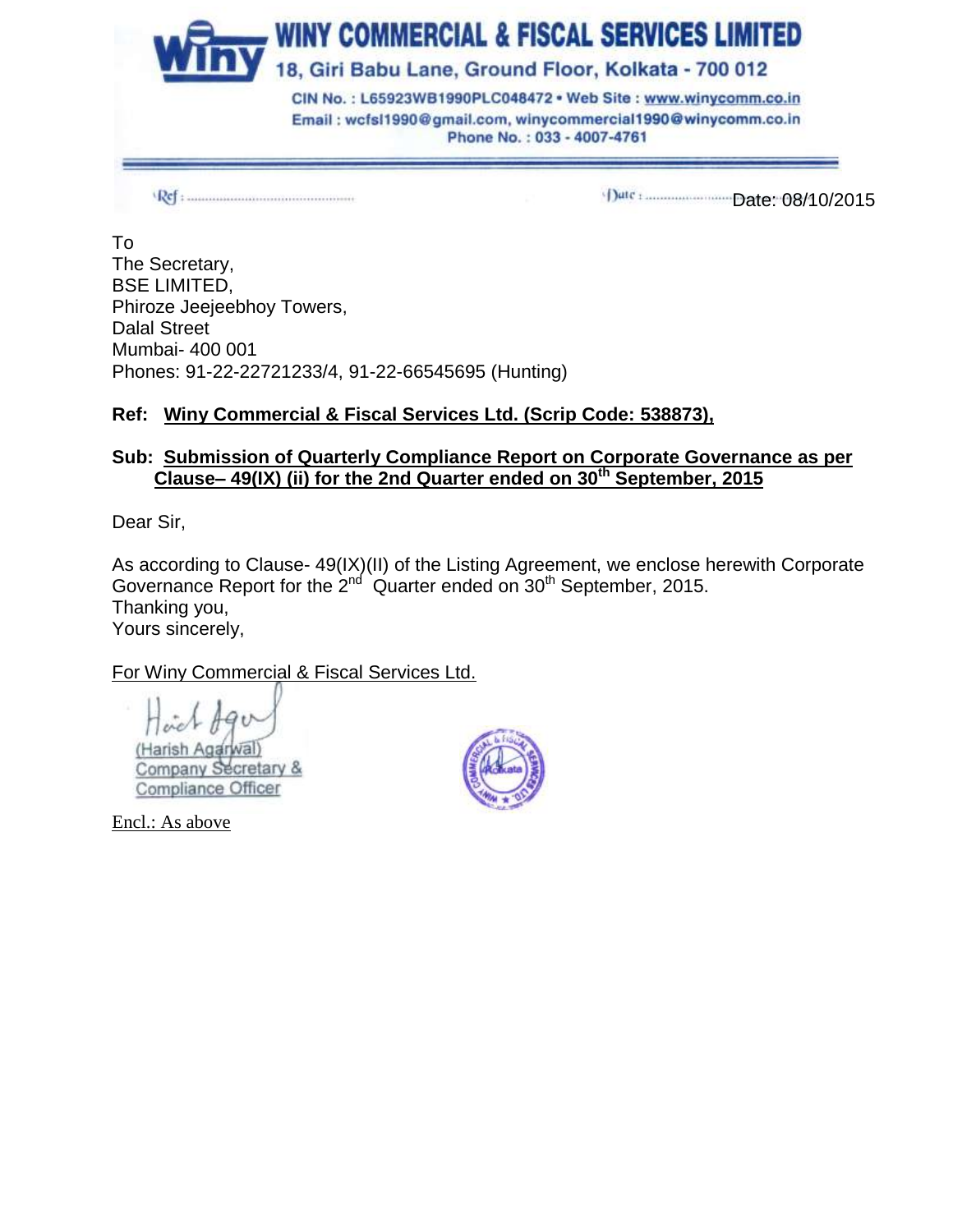# WINY COMMERCIAL & FISCAL SERVICES LIMITED

18, Giri Babu Lane, Ground Floor, Kolkata - 700 012

CIN No. : L65923WB1990PLC048472 • Web Site : www.winycomm.co.in
Email : wcfsl1990@gmail.com, winycommercial1990@winycomm.co.in
Phone No. : 033 - 4007-4761

Ref : ..................................................

Date: 08/10/2015

To
The Secretary,
BSE LIMITED,
Phiroze Jeejeebhoy Towers,
Dalal Street
Mumbai- 400 001
Phones: 91-22-22721233/4, 91-22-66545695 (Hunting)

**Ref: Winy Commercial & Fiscal Services Ltd. (Scrip Code: 538873),**

**Sub: Submission of Quarterly Compliance Report on Corporate Governance as per Clause– 49(IX) (ii) for the 2nd Quarter ended on 30th September, 2015**

Dear Sir,

As according to Clause- 49(IX)(II) of the Listing Agreement, we enclose herewith Corporate Governance Report for the 2nd Quarter ended on 30th September, 2015.
Thanking you,
Yours sincerely,

For Winy Commercial & Fiscal Services Ltd.

(Harish Agarwal)
Company Secretary &
Compliance Officer

Encl.: As above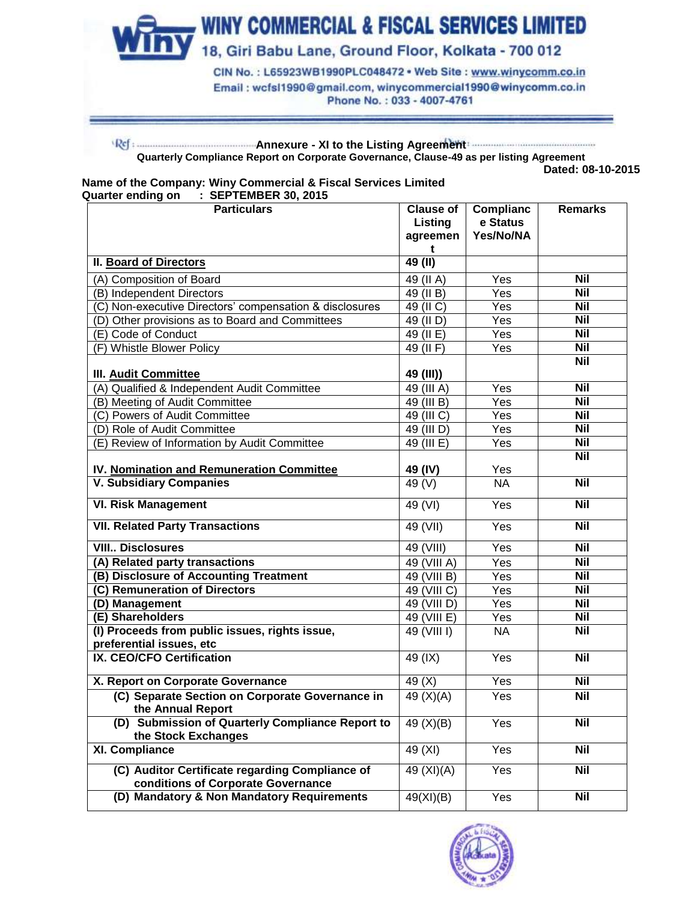# WINY COMMERCIAL & FISCAL SERVICES LIMITED

18, Giri Babu Lane, Ground Floor, Kolkata - 700 012

CIN No. : L65923WB1990PLC048472 • Web Site : www.winycomm.co.in

Email : wcfsl1990@gmail.com, winycommercial1990@winycomm.co.in

Phone No. : 033 - 4007-4761

Ref : ..................... **Annexure - XI to the Listing Agreement**

**Quarterly Compliance Report on Corporate Governance, Clause-49 as per listing Agreement**

**Dated: 08-10-2015**

**Name of the Company: Winy Commercial & Fiscal Services Limited**
**Quarter ending on : SEPTEMBER 30, 2015**

| Particulars | Clause of Listing agreement | Compliance Status Yes/No/NA | Remarks |
|---|---|---|---|
| **II. Board of Directors** | **49 (II)** | | |
| (A) Composition of Board | 49 (II A) | Yes | **Nil** |
| (B) Independent Directors | 49 (II B) | Yes | **Nil** |
| (C) Non-executive Directors' compensation & disclosures | 49 (II C) | Yes | **Nil** |
| (D) Other provisions as to Board and Committees | 49 (II D) | Yes | **Nil** |
| (E) Code of Conduct | 49 (II E) | Yes | **Nil** |
| (F) Whistle Blower Policy | 49 (II F) | Yes | **Nil** |
| **III. Audit Committee** | **49 (III))** | | **Nil** |
| (A) Qualified & Independent Audit Committee | 49 (III A) | Yes | **Nil** |
| (B) Meeting of Audit Committee | 49 (III B) | Yes | **Nil** |
| (C) Powers of Audit Committee | 49 (III C) | Yes | **Nil** |
| (D) Role of Audit Committee | 49 (III D) | Yes | **Nil** |
| (E) Review of Information by Audit Committee | 49 (III E) | Yes | **Nil** |
| **IV. Nomination and Remuneration Committee** | **49 (IV)** | Yes | **Nil** |
| **V. Subsidiary Companies** | 49 (V) | NA | **Nil** |
| **VI. Risk Management** | 49 (VI) | Yes | **Nil** |
| **VII. Related Party Transactions** | 49 (VII) | Yes | **Nil** |
| **VIII.. Disclosures** | 49 (VIII) | Yes | **Nil** |
| **(A) Related party transactions** | 49 (VIII A) | Yes | **Nil** |
| **(B) Disclosure of Accounting Treatment** | 49 (VIII B) | Yes | **Nil** |
| **(C) Remuneration of Directors** | 49 (VIII C) | Yes | **Nil** |
| **(D) Management** | 49 (VIII D) | Yes | **Nil** |
| **(E) Shareholders** | 49 (VIII E) | Yes | **Nil** |
| **(I) Proceeds from public issues, rights issue, preferential issues, etc** | 49 (VIII I) | NA | **Nil** |
| **IX. CEO/CFO Certification** | 49 (IX) | Yes | **Nil** |
| **X. Report on Corporate Governance** | 49 (X) | Yes | **Nil** |
| **(C) Separate Section on Corporate Governance in the Annual Report** | 49 (X)(A) | Yes | **Nil** |
| **(D) Submission of Quarterly Compliance Report to the Stock Exchanges** | 49 (X)(B) | Yes | **Nil** |
| **XI. Compliance** | 49 (XI) | Yes | **Nil** |
| **(C) Auditor Certificate regarding Compliance of conditions of Corporate Governance** | 49 (XI)(A) | Yes | **Nil** |
| **(D) Mandatory & Non Mandatory Requirements** | 49(XI)(B) | Yes | **Nil** |